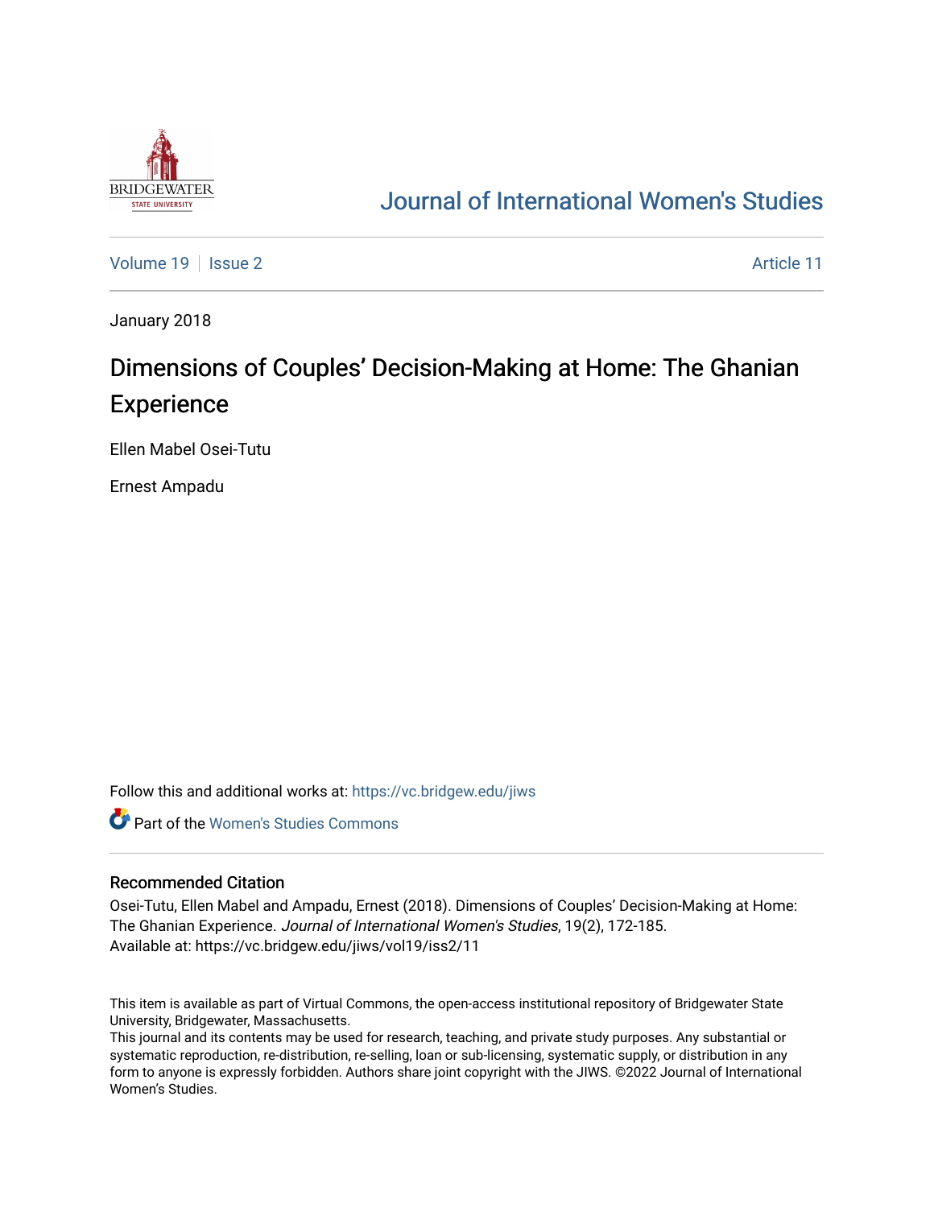Journal of International Women's Studies

Volume 19 | Issue 2 | Article 11

January 2018

# Dimensions of Couples' Decision-Making at Home: The Ghanian Experience

Ellen Mabel Osei-Tutu

Ernest Ampadu

Follow this and additional works at: https://vc.bridgew.edu/jiws

Part of the Women's Studies Commons

## Recommended Citation

Osei-Tutu, Ellen Mabel and Ampadu, Ernest (2018). Dimensions of Couples' Decision-Making at Home: The Ghanian Experience. *Journal of International Women's Studies*, 19(2), 172-185.
Available at: https://vc.bridgew.edu/jiws/vol19/iss2/11

This item is available as part of Virtual Commons, the open-access institutional repository of Bridgewater State University, Bridgewater, Massachusetts.
This journal and its contents may be used for research, teaching, and private study purposes. Any substantial or systematic reproduction, re-distribution, re-selling, loan or sub-licensing, systematic supply, or distribution in any form to anyone is expressly forbidden. Authors share joint copyright with the JIWS. ©2022 Journal of International Women's Studies.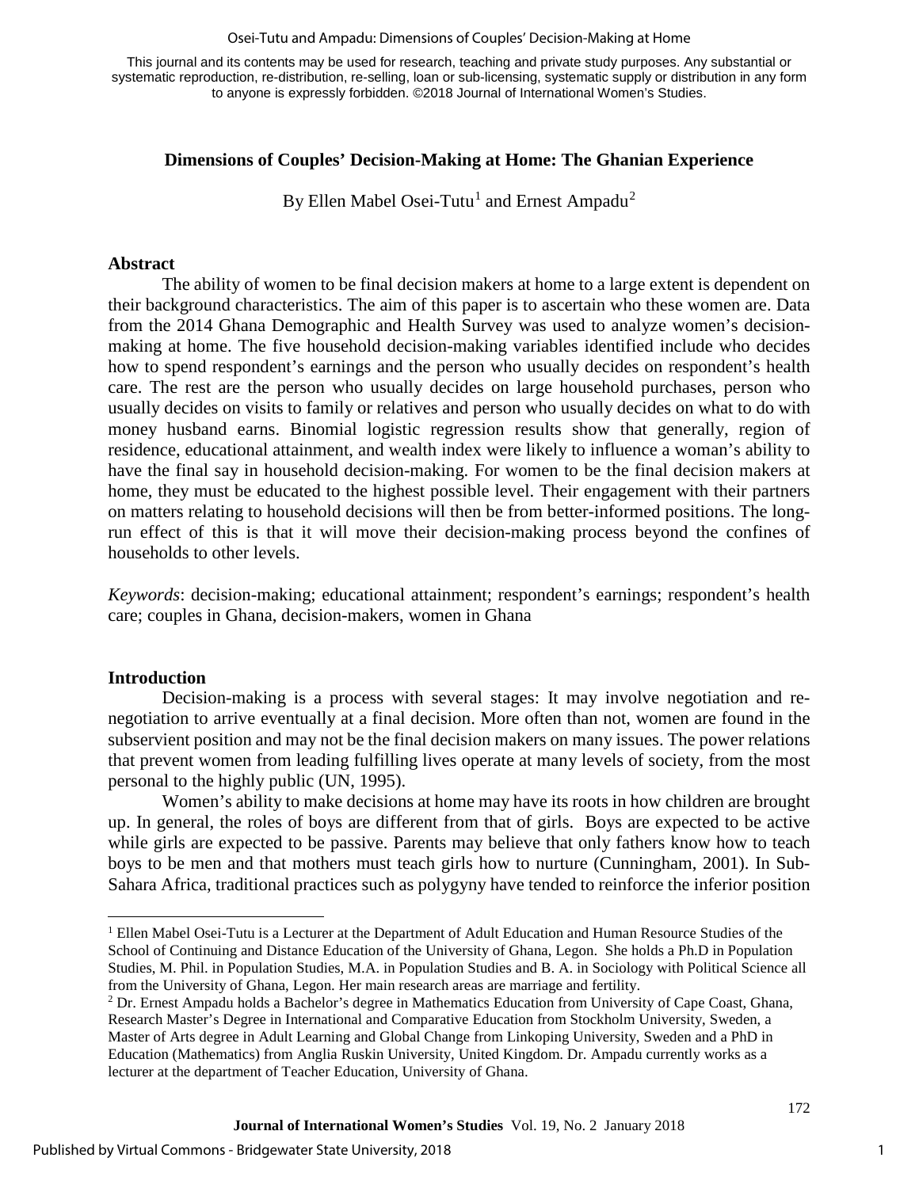This journal and its contents may be used for research, teaching and private study purposes. Any substantial or systematic reproduction, re-distribution, re-selling, loan or sub-licensing, systematic supply or distribution in any form to anyone is expressly forbidden. ©2018 Journal of International Women's Studies.

# Dimensions of Couples' Decision-Making at Home: The Ghanian Experience

By Ellen Mabel Osei-Tutu[1] and Ernest Ampadu[2]

## Abstract

The ability of women to be final decision makers at home to a large extent is dependent on their background characteristics. The aim of this paper is to ascertain who these women are. Data from the 2014 Ghana Demographic and Health Survey was used to analyze women's decision-making at home. The five household decision-making variables identified include who decides how to spend respondent's earnings and the person who usually decides on respondent's health care. The rest are the person who usually decides on large household purchases, person who usually decides on visits to family or relatives and person who usually decides on what to do with money husband earns. Binomial logistic regression results show that generally, region of residence, educational attainment, and wealth index were likely to influence a woman's ability to have the final say in household decision-making. For women to be the final decision makers at home, they must be educated to the highest possible level. Their engagement with their partners on matters relating to household decisions will then be from better-informed positions. The long-run effect of this is that it will move their decision-making process beyond the confines of households to other levels.

*Keywords*: decision-making; educational attainment; respondent's earnings; respondent's health care; couples in Ghana, decision-makers, women in Ghana

## Introduction

Decision-making is a process with several stages: It may involve negotiation and re-negotiation to arrive eventually at a final decision. More often than not, women are found in the subservient position and may not be the final decision makers on many issues. The power relations that prevent women from leading fulfilling lives operate at many levels of society, from the most personal to the highly public (UN, 1995).

Women's ability to make decisions at home may have its roots in how children are brought up. In general, the roles of boys are different from that of girls. Boys are expected to be active while girls are expected to be passive. Parents may believe that only fathers know how to teach boys to be men and that mothers must teach girls how to nurture (Cunningham, 2001). In Sub-Sahara Africa, traditional practices such as polygyny have tended to reinforce the inferior position

[1] Ellen Mabel Osei-Tutu is a Lecturer at the Department of Adult Education and Human Resource Studies of the School of Continuing and Distance Education of the University of Ghana, Legon. She holds a Ph.D in Population Studies, M. Phil. in Population Studies, M.A. in Population Studies and B. A. in Sociology with Political Science all from the University of Ghana, Legon. Her main research areas are marriage and fertility.

[2] Dr. Ernest Ampadu holds a Bachelor's degree in Mathematics Education from University of Cape Coast, Ghana, Research Master's Degree in International and Comparative Education from Stockholm University, Sweden, a Master of Arts degree in Adult Learning and Global Change from Linkoping University, Sweden and a PhD in Education (Mathematics) from Anglia Ruskin University, United Kingdom. Dr. Ampadu currently works as a lecturer at the department of Teacher Education, University of Ghana.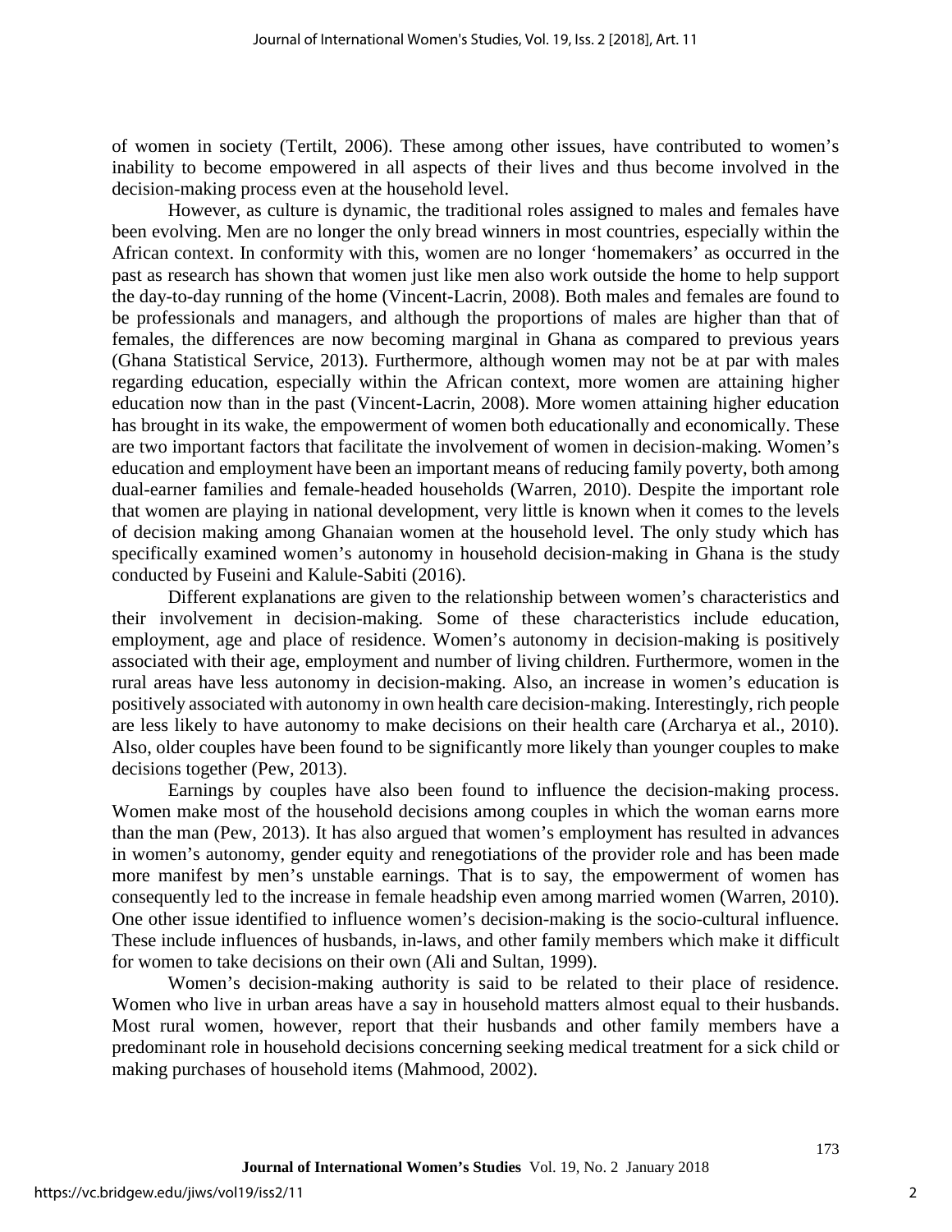of women in society (Tertilt, 2006). These among other issues, have contributed to women's inability to become empowered in all aspects of their lives and thus become involved in the decision-making process even at the household level.

However, as culture is dynamic, the traditional roles assigned to males and females have been evolving. Men are no longer the only bread winners in most countries, especially within the African context. In conformity with this, women are no longer 'homemakers' as occurred in the past as research has shown that women just like men also work outside the home to help support the day-to-day running of the home (Vincent-Lacrin, 2008). Both males and females are found to be professionals and managers, and although the proportions of males are higher than that of females, the differences are now becoming marginal in Ghana as compared to previous years (Ghana Statistical Service, 2013). Furthermore, although women may not be at par with males regarding education, especially within the African context, more women are attaining higher education now than in the past (Vincent-Lacrin, 2008). More women attaining higher education has brought in its wake, the empowerment of women both educationally and economically. These are two important factors that facilitate the involvement of women in decision-making. Women's education and employment have been an important means of reducing family poverty, both among dual-earner families and female-headed households (Warren, 2010). Despite the important role that women are playing in national development, very little is known when it comes to the levels of decision making among Ghanaian women at the household level. The only study which has specifically examined women's autonomy in household decision-making in Ghana is the study conducted by Fuseini and Kalule-Sabiti (2016).

Different explanations are given to the relationship between women's characteristics and their involvement in decision-making. Some of these characteristics include education, employment, age and place of residence. Women's autonomy in decision-making is positively associated with their age, employment and number of living children. Furthermore, women in the rural areas have less autonomy in decision-making. Also, an increase in women's education is positively associated with autonomy in own health care decision-making. Interestingly, rich people are less likely to have autonomy to make decisions on their health care (Archarya et al., 2010). Also, older couples have been found to be significantly more likely than younger couples to make decisions together (Pew, 2013).

Earnings by couples have also been found to influence the decision-making process. Women make most of the household decisions among couples in which the woman earns more than the man (Pew, 2013). It has also argued that women's employment has resulted in advances in women's autonomy, gender equity and renegotiations of the provider role and has been made more manifest by men's unstable earnings. That is to say, the empowerment of women has consequently led to the increase in female headship even among married women (Warren, 2010). One other issue identified to influence women's decision-making is the socio-cultural influence. These include influences of husbands, in-laws, and other family members which make it difficult for women to take decisions on their own (Ali and Sultan, 1999).

Women's decision-making authority is said to be related to their place of residence. Women who live in urban areas have a say in household matters almost equal to their husbands. Most rural women, however, report that their husbands and other family members have a predominant role in household decisions concerning seeking medical treatment for a sick child or making purchases of household items (Mahmood, 2002).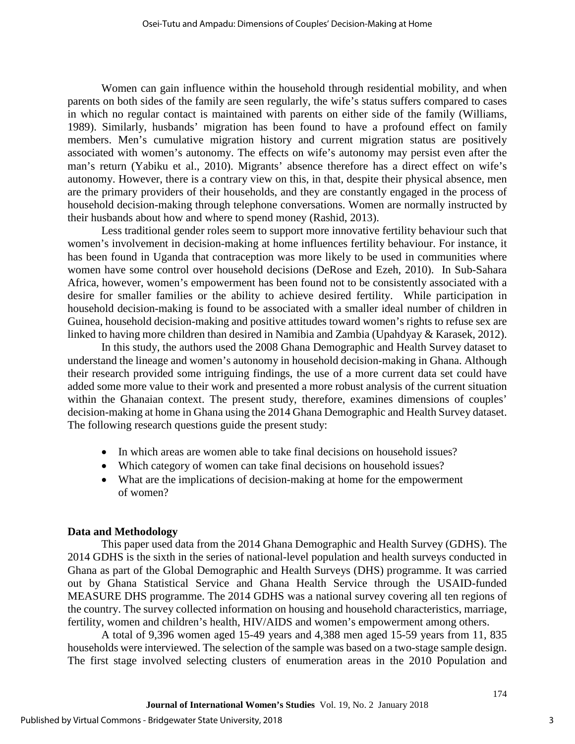Women can gain influence within the household through residential mobility, and when parents on both sides of the family are seen regularly, the wife's status suffers compared to cases in which no regular contact is maintained with parents on either side of the family (Williams, 1989). Similarly, husbands' migration has been found to have a profound effect on family members. Men's cumulative migration history and current migration status are positively associated with women's autonomy. The effects on wife's autonomy may persist even after the man's return (Yabiku et al., 2010). Migrants' absence therefore has a direct effect on wife's autonomy. However, there is a contrary view on this, in that, despite their physical absence, men are the primary providers of their households, and they are constantly engaged in the process of household decision-making through telephone conversations. Women are normally instructed by their husbands about how and where to spend money (Rashid, 2013).

Less traditional gender roles seem to support more innovative fertility behaviour such that women's involvement in decision-making at home influences fertility behaviour. For instance, it has been found in Uganda that contraception was more likely to be used in communities where women have some control over household decisions (DeRose and Ezeh, 2010). In Sub-Sahara Africa, however, women's empowerment has been found not to be consistently associated with a desire for smaller families or the ability to achieve desired fertility. While participation in household decision-making is found to be associated with a smaller ideal number of children in Guinea, household decision-making and positive attitudes toward women's rights to refuse sex are linked to having more children than desired in Namibia and Zambia (Upahdyay & Karasek, 2012).

In this study, the authors used the 2008 Ghana Demographic and Health Survey dataset to understand the lineage and women's autonomy in household decision-making in Ghana. Although their research provided some intriguing findings, the use of a more current data set could have added some more value to their work and presented a more robust analysis of the current situation within the Ghanaian context. The present study, therefore, examines dimensions of couples' decision-making at home in Ghana using the 2014 Ghana Demographic and Health Survey dataset. The following research questions guide the present study:

- In which areas are women able to take final decisions on household issues?
- Which category of women can take final decisions on household issues?
- What are the implications of decision-making at home for the empowerment of women?

## Data and Methodology

This paper used data from the 2014 Ghana Demographic and Health Survey (GDHS). The 2014 GDHS is the sixth in the series of national-level population and health surveys conducted in Ghana as part of the Global Demographic and Health Surveys (DHS) programme. It was carried out by Ghana Statistical Service and Ghana Health Service through the USAID-funded MEASURE DHS programme. The 2014 GDHS was a national survey covering all ten regions of the country. The survey collected information on housing and household characteristics, marriage, fertility, women and children's health, HIV/AIDS and women's empowerment among others.

A total of 9,396 women aged 15-49 years and 4,388 men aged 15-59 years from 11, 835 households were interviewed. The selection of the sample was based on a two-stage sample design. The first stage involved selecting clusters of enumeration areas in the 2010 Population and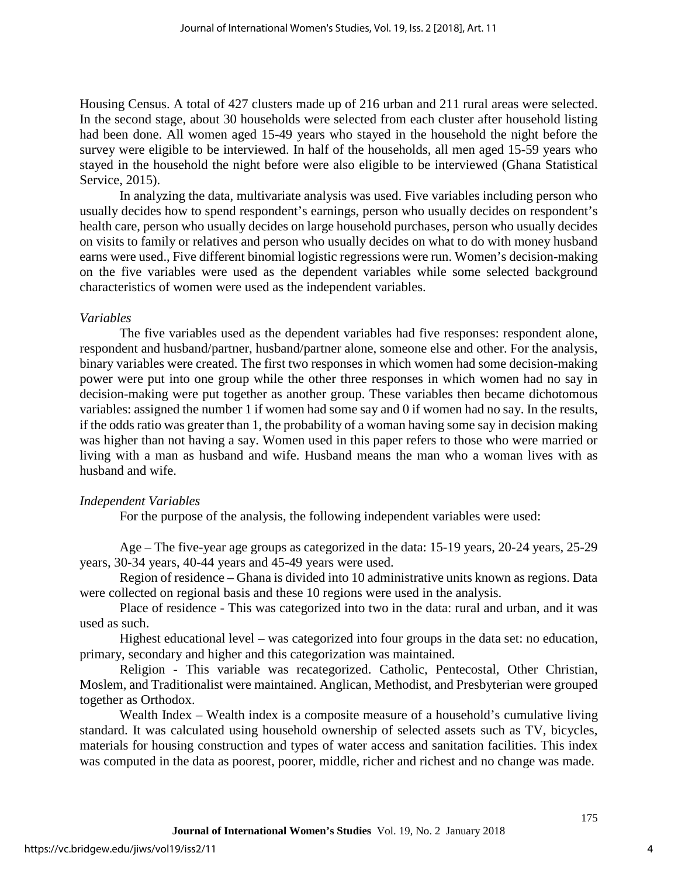Housing Census. A total of 427 clusters made up of 216 urban and 211 rural areas were selected. In the second stage, about 30 households were selected from each cluster after households listing had been done. All women aged 15-49 years who stayed in the household the night before the survey were eligible to be interviewed. In half of the households, all men aged 15-59 years who stayed in the household the night before were also eligible to be interviewed (Ghana Statistical Service, 2015).

In analyzing the data, multivariate analysis was used. Five variables including person who usually decides how to spend respondent's earnings, person who usually decides on respondent's health care, person who usually decides on large household purchases, person who usually decides on visits to family or relatives and person who usually decides on what to do with money husband earns were used., Five different binomial logistic regressions were run. Women's decision-making on the five variables were used as the dependent variables while some selected background characteristics of women were used as the independent variables.

*Variables*

The five variables used as the dependent variables had five responses: respondent alone, respondent and husband/partner, husband/partner alone, someone else and other. For the analysis, binary variables were created. The first two responses in which women had some decision-making power were put into one group while the other three responses in which women had no say in decision-making were put together as another group. These variables then became dichotomous variables: assigned the number 1 if women had some say and 0 if women had no say. In the results, if the odds ratio was greater than 1, the probability of a woman having some say in decision making was higher than not having a say. Women used in this paper refers to those who were married or living with a man as husband and wife. Husband means the man who a woman lives with as husband and wife.

*Independent Variables*

For the purpose of the analysis, the following independent variables were used:

Age – The five-year age groups as categorized in the data: 15-19 years, 20-24 years, 25-29 years, 30-34 years, 40-44 years and 45-49 years were used.

Region of residence – Ghana is divided into 10 administrative units known as regions. Data were collected on regional basis and these 10 regions were used in the analysis.

Place of residence - This was categorized into two in the data: rural and urban, and it was used as such.

Highest educational level – was categorized into four groups in the data set: no education, primary, secondary and higher and this categorization was maintained.

Religion - This variable was recategorized. Catholic, Pentecostal, Other Christian, Moslem, and Traditionalist were maintained. Anglican, Methodist, and Presbyterian were grouped together as Orthodox.

Wealth Index – Wealth index is a composite measure of a household's cumulative living standard. It was calculated using household ownership of selected assets such as TV, bicycles, materials for housing construction and types of water access and sanitation facilities. This index was computed in the data as poorest, poorer, middle, richer and richest and no change was made.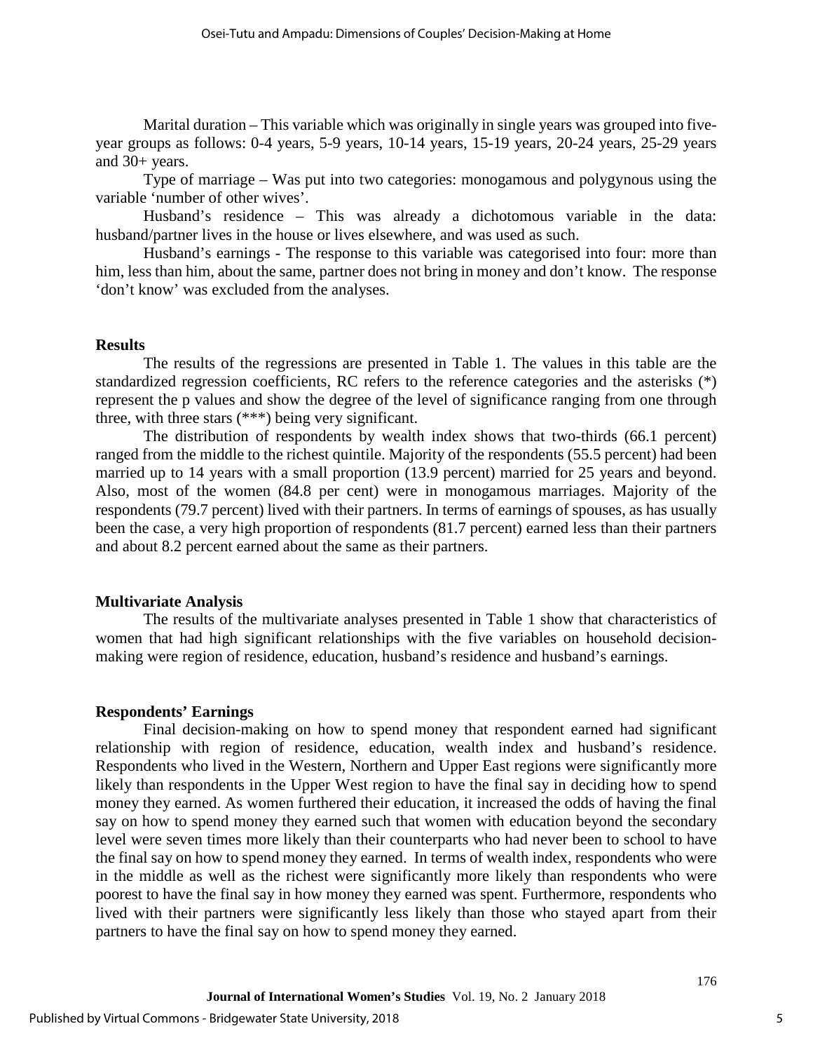Marital duration – This variable which was originally in single years was grouped into five-year groups as follows: 0-4 years, 5-9 years, 10-14 years, 15-19 years, 20-24 years, 25-29 years and 30+ years.

Type of marriage – Was put into two categories: monogamous and polygynous using the variable 'number of other wives'.

Husband's residence – This was already a dichotomous variable in the data: husband/partner lives in the house or lives elsewhere, and was used as such.

Husband's earnings - The response to this variable was categorised into four: more than him, less than him, about the same, partner does not bring in money and don't know. The response 'don't know' was excluded from the analyses.

### Results

The results of the regressions are presented in Table 1. The values in this table are the standardized regression coefficients, RC refers to the reference categories and the asterisks (*) represent the p values and show the degree of the level of significance ranging from one through three, with three stars (***) being very significant.

The distribution of respondents by wealth index shows that two-thirds (66.1 percent) ranged from the middle to the richest quintile. Majority of the respondents (55.5 percent) had been married up to 14 years with a small proportion (13.9 percent) married for 25 years and beyond. Also, most of the women (84.8 per cent) were in monogamous marriages. Majority of the respondents (79.7 percent) lived with their partners. In terms of earnings of spouses, as has usually been the case, a very high proportion of respondents (81.7 percent) earned less than their partners and about 8.2 percent earned about the same as their partners.

### Multivariate Analysis

The results of the multivariate analyses presented in Table 1 show that characteristics of women that had high significant relationships with the five variables on household decision-making were region of residence, education, husband's residence and husband's earnings.

### Respondents' Earnings

Final decision-making on how to spend money that respondent earned had significant relationship with region of residence, education, wealth index and husband's residence. Respondents who lived in the Western, Northern and Upper East regions were significantly more likely than respondents in the Upper West region to have the final say in deciding how to spend money they earned. As women furthered their education, it increased the odds of having the final say on how to spend money they earned such that women with education beyond the secondary level were seven times more likely than their counterparts who had never been to school to have the final say on how to spend money they earned. In terms of wealth index, respondents who were in the middle as well as the richest were significantly more likely than respondents who were poorest to have the final say in how money they earned was spent. Furthermore, respondents who lived with their partners were significantly less likely than those who stayed apart from their partners to have the final say on how to spend money they earned.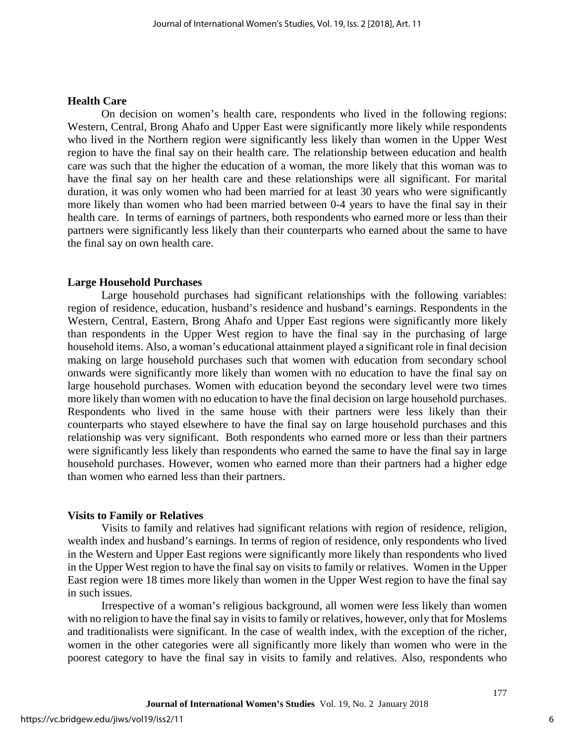### Health Care

On decision on women's health care, respondents who lived in the following regions: Western, Central, Brong Ahafo and Upper East were significantly more likely while respondents who lived in the Northern region were significantly less likely than women in the Upper West region to have the final say on their health care. The relationship between education and health care was such that the higher the education of a woman, the more likely that this woman was to have the final say on her health care and these relationships were all significant. For marital duration, it was only women who had been married for at least 30 years who were significantly more likely than women who had been married between 0-4 years to have the final say in their health care. In terms of earnings of partners, both respondents who earned more or less than their partners were significantly less likely than their counterparts who earned about the same to have the final say on own health care.

### Large Household Purchases

Large household purchases had significant relationships with the following variables: region of residence, education, husband's residence and husband's earnings. Respondents in the Western, Central, Eastern, Brong Ahafo and Upper East regions were significantly more likely than respondents in the Upper West region to have the final say in the purchasing of large household items. Also, a woman's educational attainment played a significant role in final decision making on large household purchases such that women with education from secondary school onwards were significantly more likely than women with no education to have the final say on large household purchases. Women with education beyond the secondary level were two times more likely than women with no education to have the final decision on large household purchases. Respondents who lived in the same house with their partners were less likely than their counterparts who stayed elsewhere to have the final say on large household purchases and this relationship was very significant. Both respondents who earned more or less than their partners were significantly less likely than respondents who earned the same to have the final say in large household purchases. However, women who earned more than their partners had a higher edge than women who earned less than their partners.

### Visits to Family or Relatives

Visits to family and relatives had significant relations with region of residence, religion, wealth index and husband's earnings. In terms of region of residence, only respondents who lived in the Western and Upper East regions were significantly more likely than respondents who lived in the Upper West region to have the final say on visits to family or relatives. Women in the Upper East region were 18 times more likely than women in the Upper West region to have the final say in such issues.

Irrespective of a woman's religious background, all women were less likely than women with no religion to have the final say in visits to family or relatives, however, only that for Moslems and traditionalists were significant. In the case of wealth index, with the exception of the richer, women in the other categories were all significantly more likely than women who were in the poorest category to have the final say in visits to family and relatives. Also, respondents who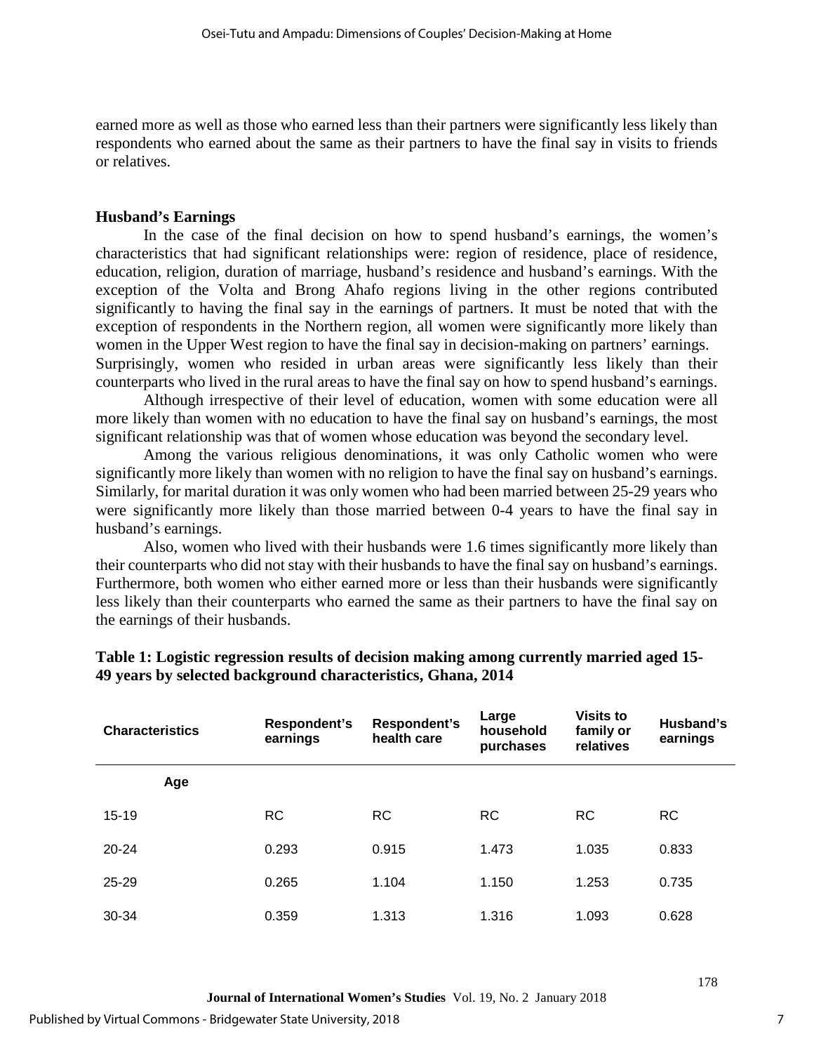earned more as well as those who earned less than their partners were significantly less likely than respondents who earned about the same as their partners to have the final say in visits to friends or relatives.

### Husband's Earnings

In the case of the final decision on how to spend husband's earnings, the women's characteristics that had significant relationships were: region of residence, place of residence, education, religion, duration of marriage, husband's residence and husband's earnings. With the exception of the Volta and Brong Ahafo regions living in the other regions contributed significantly to having the final say in the earnings of partners. It must be noted that with the exception of respondents in the Northern region, all women were significantly more likely than women in the Upper West region to have the final say in decision-making on partners' earnings. Surprisingly, women who resided in urban areas were significantly less likely than their counterparts who lived in the rural areas to have the final say on how to spend husband's earnings.

Although irrespective of their level of education, women with some education were all more likely than women with no education to have the final say on husband's earnings, the most significant relationship was that of women whose education was beyond the secondary level.

Among the various religious denominations, it was only Catholic women who were significantly more likely than women with no religion to have the final say on husband's earnings. Similarly, for marital duration it was only women who had been married between 25-29 years who were significantly more likely than those married between 0-4 years to have the final say in husband's earnings.

Also, women who lived with their husbands were 1.6 times significantly more likely than their counterparts who did not stay with their husbands to have the final say on husband's earnings. Furthermore, both women who either earned more or less than their husbands were significantly less likely than their counterparts who earned the same as their partners to have the final say on the earnings of their husbands.

**Table 1: Logistic regression results of decision making among currently married aged 15-49 years by selected background characteristics, Ghana, 2014**

| Characteristics | Respondent's earnings | Respondent's health care | Large household purchases | Visits to family or relatives | Husband's earnings |
|---|---|---|---|---|---|
| **Age** | | | | | |
| 15-19 | RC | RC | RC | RC | RC |
| 20-24 | 0.293 | 0.915 | 1.473 | 1.035 | 0.833 |
| 25-29 | 0.265 | 1.104 | 1.150 | 1.253 | 0.735 |
| 30-34 | 0.359 | 1.313 | 1.316 | 1.093 | 0.628 |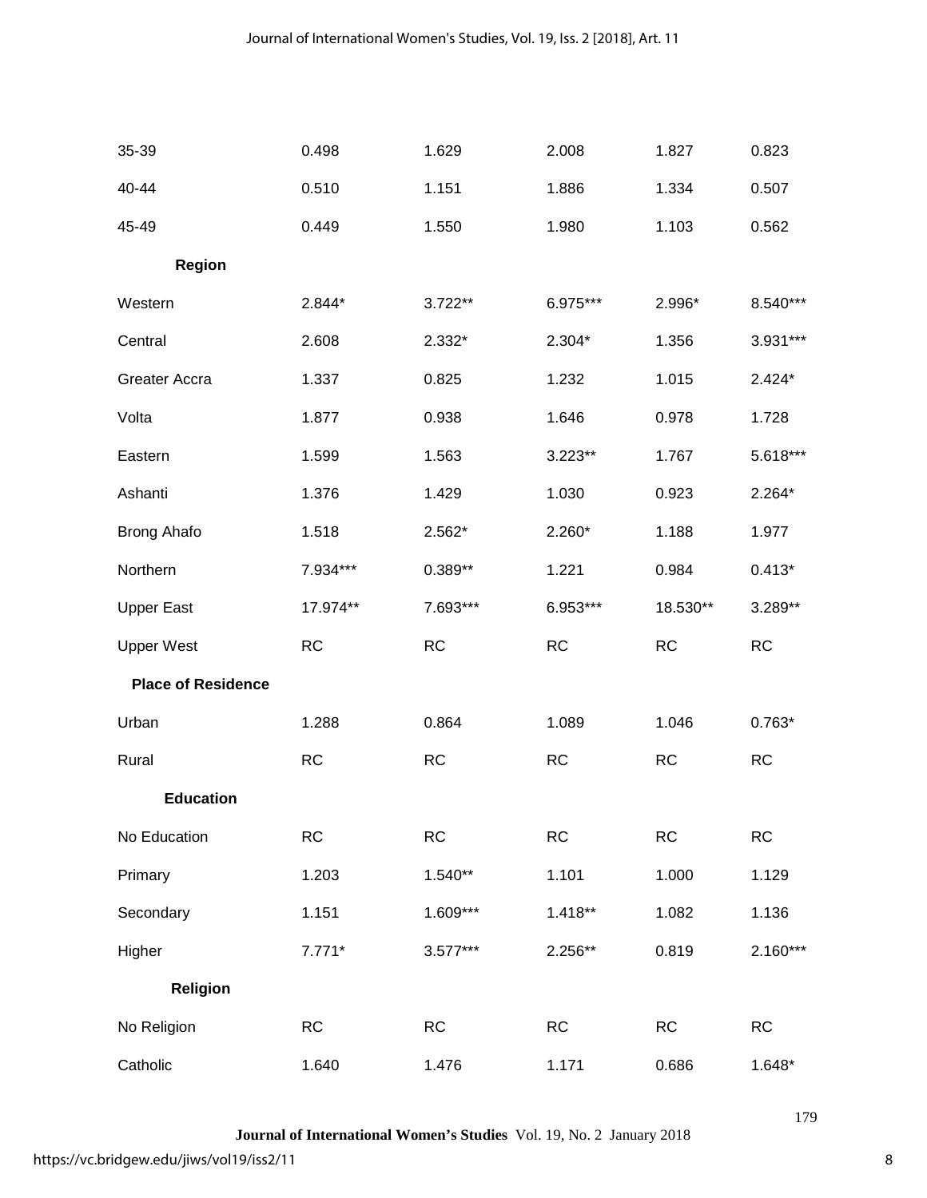| | | | | | |
|---|---|---|---|---|---|
| 35-39 | 0.498 | 1.629 | 2.008 | 1.827 | 0.823 |
| 40-44 | 0.510 | 1.151 | 1.886 | 1.334 | 0.507 |
| 45-49 | 0.449 | 1.550 | 1.980 | 1.103 | 0.562 |
| **Region** | | | | | |
| Western | 2.844* | 3.722** | 6.975*** | 2.996* | 8.540*** |
| Central | 2.608 | 2.332* | 2.304* | 1.356 | 3.931*** |
| Greater Accra | 1.337 | 0.825 | 1.232 | 1.015 | 2.424* |
| Volta | 1.877 | 0.938 | 1.646 | 0.978 | 1.728 |
| Eastern | 1.599 | 1.563 | 3.223** | 1.767 | 5.618*** |
| Ashanti | 1.376 | 1.429 | 1.030 | 0.923 | 2.264* |
| Brong Ahafo | 1.518 | 2.562* | 2.260* | 1.188 | 1.977 |
| Northern | 7.934*** | 0.389** | 1.221 | 0.984 | 0.413* |
| Upper East | 17.974** | 7.693*** | 6.953*** | 18.530** | 3.289** |
| Upper West | RC | RC | RC | RC | RC |
| **Place of Residence** | | | | | |
| Urban | 1.288 | 0.864 | 1.089 | 1.046 | 0.763* |
| Rural | RC | RC | RC | RC | RC |
| **Education** | | | | | |
| No Education | RC | RC | RC | RC | RC |
| Primary | 1.203 | 1.540** | 1.101 | 1.000 | 1.129 |
| Secondary | 1.151 | 1.609*** | 1.418** | 1.082 | 1.136 |
| Higher | 7.771* | 3.577*** | 2.256** | 0.819 | 2.160*** |
| **Religion** | | | | | |
| No Religion | RC | RC | RC | RC | RC |
| Catholic | 1.640 | 1.476 | 1.171 | 0.686 | 1.648* |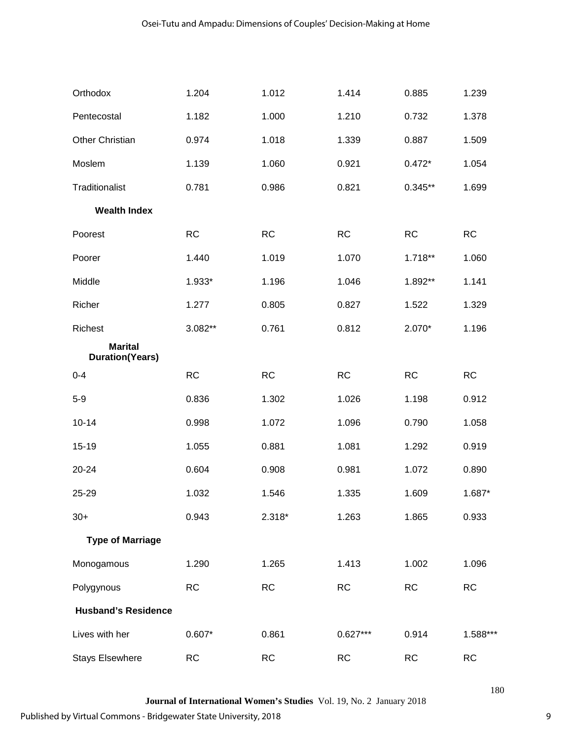| | | | | | |
|---|---|---|---|---|---|
| Orthodox | 1.204 | 1.012 | 1.414 | 0.885 | 1.239 |
| Pentecostal | 1.182 | 1.000 | 1.210 | 0.732 | 1.378 |
| Other Christian | 0.974 | 1.018 | 1.339 | 0.887 | 1.509 |
| Moslem | 1.139 | 1.060 | 0.921 | 0.472* | 1.054 |
| Traditionalist | 0.781 | 0.986 | 0.821 | 0.345** | 1.699 |
| **Wealth Index** | | | | | |
| Poorest | RC | RC | RC | RC | RC |
| Poorer | 1.440 | 1.019 | 1.070 | 1.718** | 1.060 |
| Middle | 1.933* | 1.196 | 1.046 | 1.892** | 1.141 |
| Richer | 1.277 | 0.805 | 0.827 | 1.522 | 1.329 |
| Richest | 3.082** | 0.761 | 0.812 | 2.070* | 1.196 |
| **Marital Duration(Years)** | | | | | |
| 0-4 | RC | RC | RC | RC | RC |
| 5-9 | 0.836 | 1.302 | 1.026 | 1.198 | 0.912 |
| 10-14 | 0.998 | 1.072 | 1.096 | 0.790 | 1.058 |
| 15-19 | 1.055 | 0.881 | 1.081 | 1.292 | 0.919 |
| 20-24 | 0.604 | 0.908 | 0.981 | 1.072 | 0.890 |
| 25-29 | 1.032 | 1.546 | 1.335 | 1.609 | 1.687* |
| 30+ | 0.943 | 2.318* | 1.263 | 1.865 | 0.933 |
| **Type of Marriage** | | | | | |
| Monogamous | 1.290 | 1.265 | 1.413 | 1.002 | 1.096 |
| Polygynous | RC | RC | RC | RC | RC |
| **Husband's Residence** | | | | | |
| Lives with her | 0.607* | 0.861 | 0.627*** | 0.914 | 1.588*** |
| Stays Elsewhere | RC | RC | RC | RC | RC |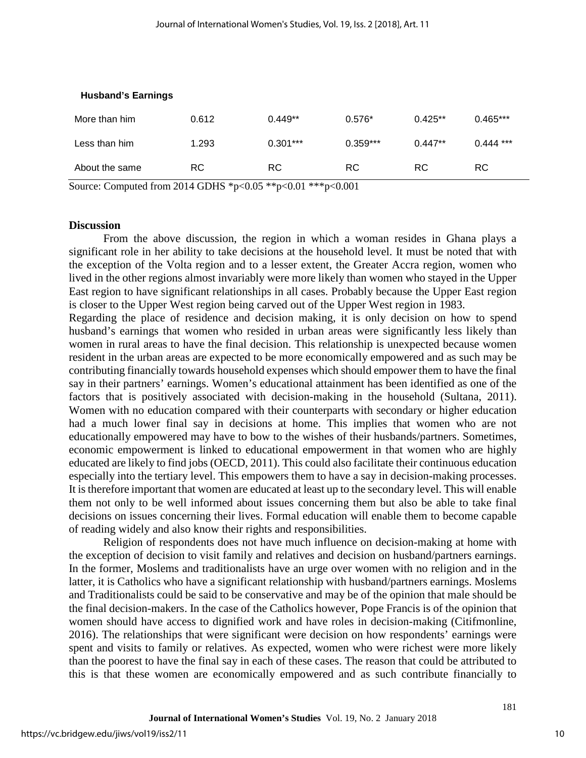| **Husband's Earnings** | | | | | |
|---|---|---|---|---|---|
| More than him | 0.612 | 0.449** | 0.576* | 0.425** | 0.465*** |
| Less than him | 1.293 | 0.301*** | 0.359*** | 0.447** | 0.444 *** |
| About the same | RC | RC | RC | RC | RC |

Source: Computed from 2014 GDHS *p<0.05 **p<0.01 ***p<0.001

## Discussion

From the above discussion, the region in which a woman resides in Ghana plays a significant role in her ability to take decisions at the household level. It must be noted that with the exception of the Volta region and to a lesser extent, the Greater Accra region, women who lived in the other regions almost invariably were more likely than women who stayed in the Upper East region to have significant relationships in all cases. Probably because the Upper East region is closer to the Upper West region being carved out of the Upper West region in 1983.

Regarding the place of residence and decision making, it is only decision on how to spend husband's earnings that women who resided in urban areas were significantly less likely than women in rural areas to have the final decision. This relationship is unexpected because women resident in the urban areas are expected to be more economically empowered and as such may be contributing financially towards household expenses which should empower them to have the final say in their partners' earnings. Women's educational attainment has been identified as one of the factors that is positively associated with decision-making in the household (Sultana, 2011). Women with no education compared with their counterparts with secondary or higher education had a much lower final say in decisions at home. This implies that women who are not educationally empowered may have to bow to the wishes of their husbands/partners. Sometimes, economic empowerment is linked to educational empowerment in that women who are highly educated are likely to find jobs (OECD, 2011). This could also facilitate their continuous education especially into the tertiary level. This empowers them to have a say in decision-making processes. It is therefore important that women are educated at least up to the secondary level. This will enable them not only to be well informed about issues concerning them but also be able to take final decisions on issues concerning their lives. Formal education will enable them to become capable of reading widely and also know their rights and responsibilities.

Religion of respondents does not have much influence on decision-making at home with the exception of decision to visit family and relatives and decision on husband/partners earnings. In the former, Moslems and traditionalists have an urge over women with no religion and in the latter, it is Catholics who have a significant relationship with husband/partners earnings. Moslems and Traditionalists could be said to be conservative and may be of the opinion that male should be the final decision-makers. In the case of the Catholics however, Pope Francis is of the opinion that women should have access to dignified work and have roles in decision-making (Citifmonline, 2016). The relationships that were significant were decision on how respondents' earnings were spent and visits to family or relatives. As expected, women who were richest were more likely than the poorest to have the final say in each of these cases. The reason that could be attributed to this is that these women are economically empowered and as such contribute financially to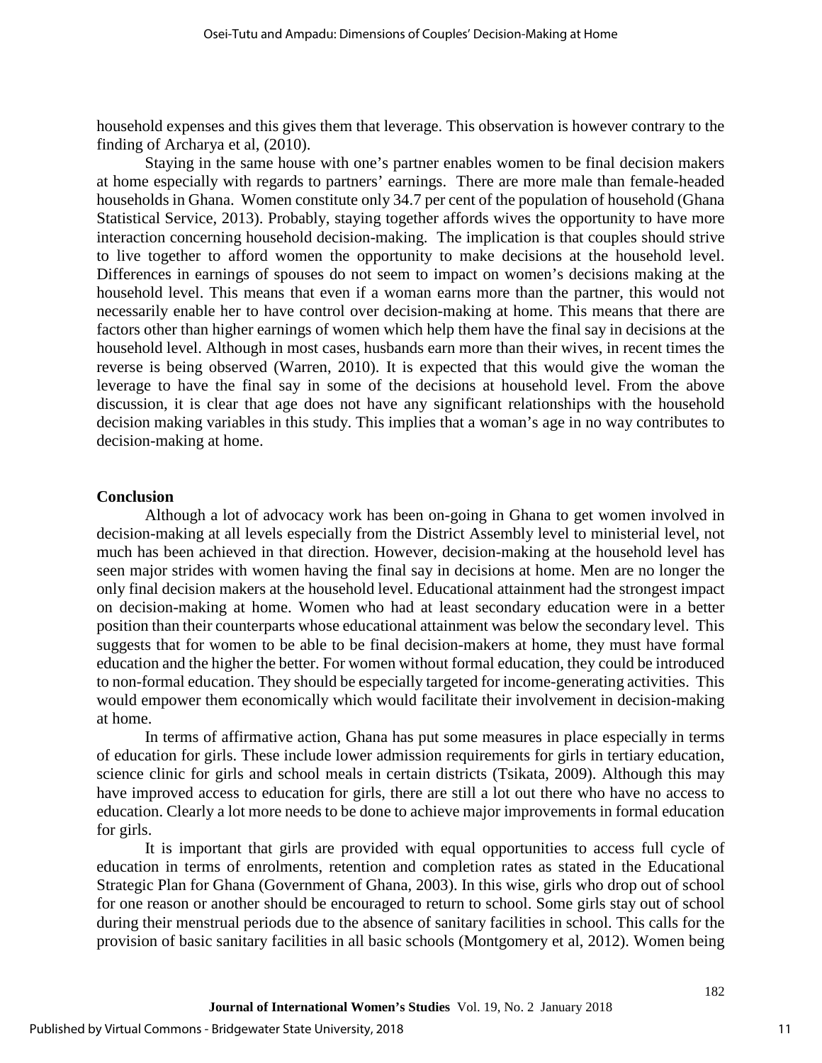household expenses and this gives them that leverage. This observation is however contrary to the finding of Archarya et al, (2010).

Staying in the same house with one's partner enables women to be final decision makers at home especially with regards to partners' earnings. There are more male than female-headed households in Ghana. Women constitute only 34.7 per cent of the population of household (Ghana Statistical Service, 2013). Probably, staying together affords wives the opportunity to have more interaction concerning household decision-making. The implication is that couples should strive to live together to afford women the opportunity to make decisions at the household level. Differences in earnings of spouses do not seem to impact on women's decisions making at the household level. This means that even if a woman earns more than the partner, this would not necessarily enable her to have control over decision-making at home. This means that there are factors other than higher earnings of women which help them have the final say in decisions at the household level. Although in most cases, husbands earn more than their wives, in recent times the reverse is being observed (Warren, 2010). It is expected that this would give the woman the leverage to have the final say in some of the decisions at household level. From the above discussion, it is clear that age does not have any significant relationships with the household decision making variables in this study. This implies that a woman's age in no way contributes to decision-making at home.

## Conclusion

Although a lot of advocacy work has been on-going in Ghana to get women involved in decision-making at all levels especially from the District Assembly level to ministerial level, not much has been achieved in that direction. However, decision-making at the household level has seen major strides with women having the final say in decisions at home. Men are no longer the only final decision makers at the household level. Educational attainment had the strongest impact on decision-making at home. Women who had at least secondary education were in a better position than their counterparts whose educational attainment was below the secondary level. This suggests that for women to be able to be final decision-makers at home, they must have formal education and the higher the better. For women without formal education, they could be introduced to non-formal education. They should be especially targeted for income-generating activities. This would empower them economically which would facilitate their involvement in decision-making at home.

In terms of affirmative action, Ghana has put some measures in place especially in terms of education for girls. These include lower admission requirements for girls in tertiary education, science clinic for girls and school meals in certain districts (Tsikata, 2009). Although this may have improved access to education for girls, there are still a lot out there who have no access to education. Clearly a lot more needs to be done to achieve major improvements in formal education for girls.

It is important that girls are provided with equal opportunities to access full cycle of education in terms of enrolments, retention and completion rates as stated in the Educational Strategic Plan for Ghana (Government of Ghana, 2003). In this wise, girls who drop out of school for one reason or another should be encouraged to return to school. Some girls stay out of school during their menstrual periods due to the absence of sanitary facilities in school. This calls for the provision of basic sanitary facilities in all basic schools (Montgomery et al, 2012). Women being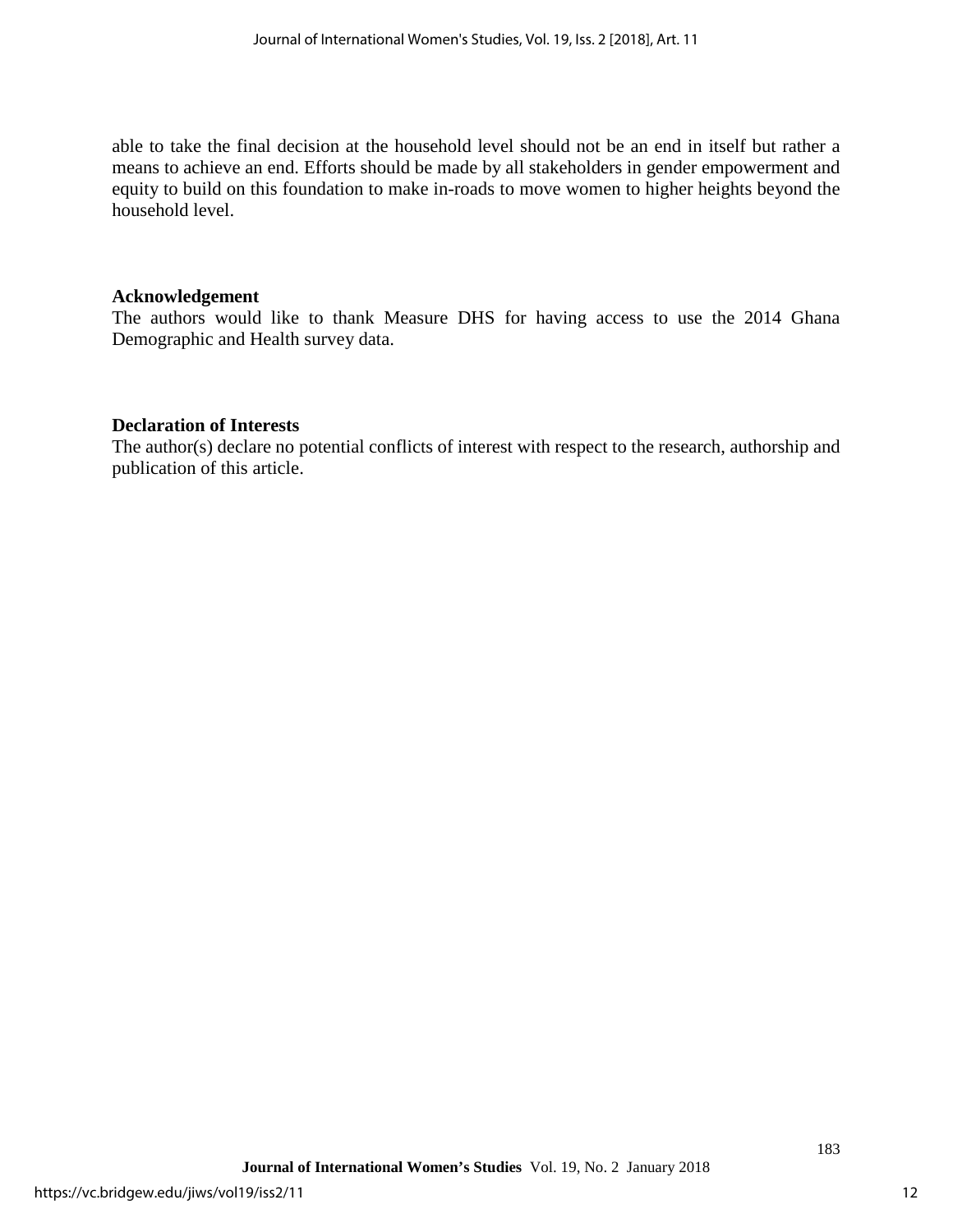able to take the final decision at the household level should not be an end in itself but rather a means to achieve an end. Efforts should be made by all stakeholders in gender empowerment and equity to build on this foundation to make in-roads to move women to higher heights beyond the household level.

## Acknowledgement

The authors would like to thank Measure DHS for having access to use the 2014 Ghana Demographic and Health survey data.

## Declaration of Interests

The author(s) declare no potential conflicts of interest with respect to the research, authorship and publication of this article.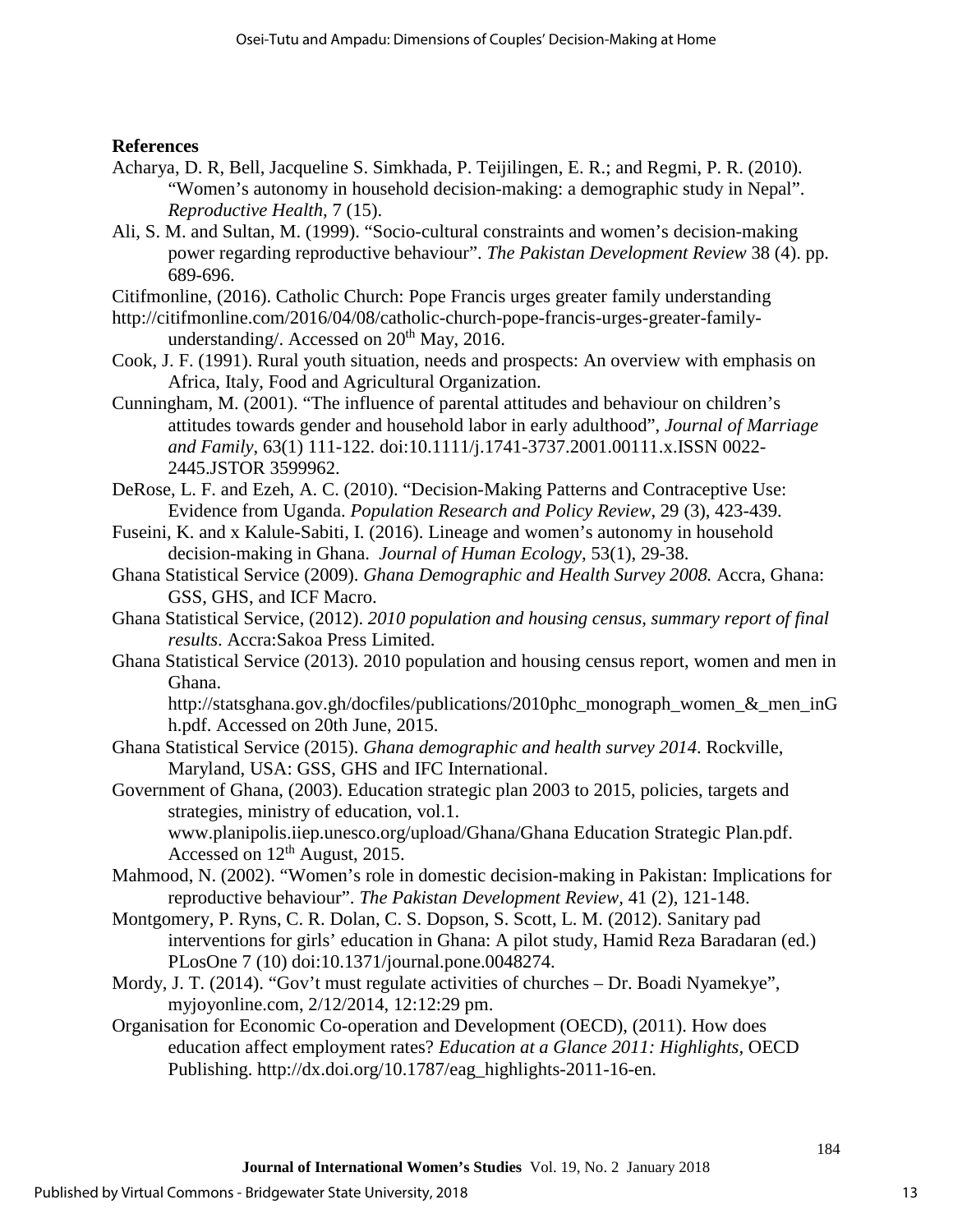**References**

Acharya, D. R, Bell, Jacqueline S. Simkhada, P. Teijilingen, E. R.; and Regmi, P. R. (2010). "Women's autonomy in household decision-making: a demographic study in Nepal". *Reproductive Health*, 7 (15).

Ali, S. M. and Sultan, M. (1999). "Socio-cultural constraints and women's decision-making power regarding reproductive behaviour". *The Pakistan Development Review* 38 (4). pp. 689-696.

Citifmonline, (2016). Catholic Church: Pope Francis urges greater family understanding http://citifmonline.com/2016/04/08/catholic-church-pope-francis-urges-greater-family-understanding/. Accessed on 20th May, 2016.

Cook, J. F. (1991). Rural youth situation, needs and prospects: An overview with emphasis on Africa, Italy, Food and Agricultural Organization.

Cunningham, M. (2001). "The influence of parental attitudes and behaviour on children's attitudes towards gender and household labor in early adulthood", *Journal of Marriage and Family*, 63(1) 111-122. doi:10.1111/j.1741-3737.2001.00111.x.ISSN 0022-2445.JSTOR 3599962.

DeRose, L. F. and Ezeh, A. C. (2010). "Decision-Making Patterns and Contraceptive Use: Evidence from Uganda. *Population Research and Policy Review*, 29 (3), 423-439.

Fuseini, K. and x Kalule-Sabiti, I. (2016). Lineage and women's autonomy in household decision-making in Ghana. *Journal of Human Ecology*, 53(1), 29-38.

Ghana Statistical Service (2009). *Ghana Demographic and Health Survey 2008.* Accra, Ghana: GSS, GHS, and ICF Macro.

Ghana Statistical Service, (2012). *2010 population and housing census, summary report of final results*. Accra:Sakoa Press Limited.

Ghana Statistical Service (2013). 2010 population and housing census report, women and men in Ghana. http://statsghana.gov.gh/docfiles/publications/2010phc_monograph_women_&_men_inGh.pdf. Accessed on 20th June, 2015.

Ghana Statistical Service (2015). *Ghana demographic and health survey 2014*. Rockville, Maryland, USA: GSS, GHS and IFC International.

Government of Ghana, (2003). Education strategic plan 2003 to 2015, policies, targets and strategies, ministry of education, vol.1. www.planipolis.iiep.unesco.org/upload/Ghana/Ghana Education Strategic Plan.pdf. Accessed on 12th August, 2015.

Mahmood, N. (2002). "Women's role in domestic decision-making in Pakistan: Implications for reproductive behaviour". *The Pakistan Development Review*, 41 (2), 121-148.

Montgomery, P. Ryns, C. R. Dolan, C. S. Dopson, S. Scott, L. M. (2012). Sanitary pad interventions for girls' education in Ghana: A pilot study, Hamid Reza Baradaran (ed.) PLosOne 7 (10) doi:10.1371/journal.pone.0048274.

Mordy, J. T. (2014). "Gov't must regulate activities of churches – Dr. Boadi Nyamekye", myjoyonline.com, 2/12/2014, 12:12:29 pm.

Organisation for Economic Co-operation and Development (OECD), (2011). How does education affect employment rates? *Education at a Glance 2011: Highlights*, OECD Publishing. http://dx.doi.org/10.1787/eag_highlights-2011-16-en.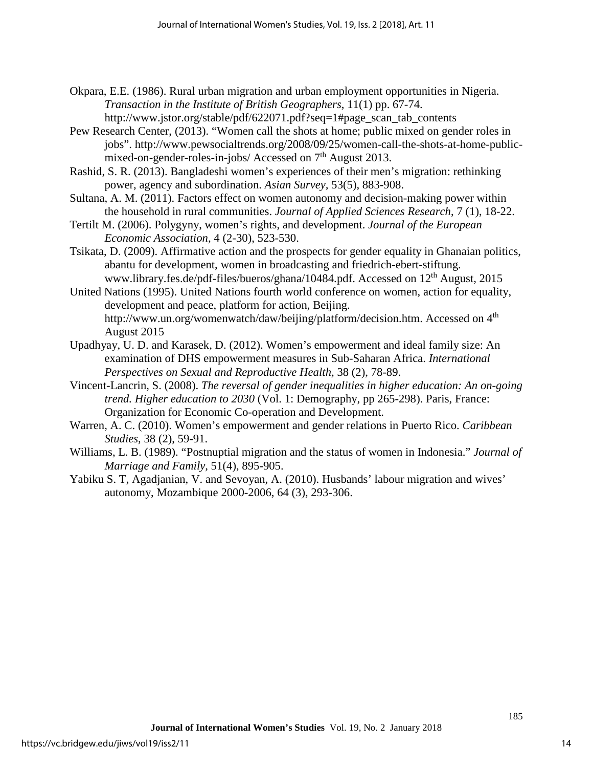Okpara, E.E. (1986). Rural urban migration and urban employment opportunities in Nigeria. *Transaction in the Institute of British Geographers*, 11(1) pp. 67-74. http://www.jstor.org/stable/pdf/622071.pdf?seq=1#page_scan_tab_contents

Pew Research Center, (2013). "Women call the shots at home; public mixed on gender roles in jobs". http://www.pewsocialtrends.org/2008/09/25/women-call-the-shots-at-home-public-mixed-on-gender-roles-in-jobs/ Accessed on 7th August 2013.

Rashid, S. R. (2013). Bangladeshi women's experiences of their men's migration: rethinking power, agency and subordination. *Asian Survey*, 53(5), 883-908.

Sultana, A. M. (2011). Factors effect on women autonomy and decision-making power within the household in rural communities. *Journal of Applied Sciences Research*, 7 (1), 18-22.

Tertilt M. (2006). Polygyny, women's rights, and development. *Journal of the European Economic Association*, 4 (2-30), 523-530.

Tsikata, D. (2009). Affirmative action and the prospects for gender equality in Ghanaian politics, abantu for development, women in broadcasting and friedrich-ebert-stiftung. www.library.fes.de/pdf-files/bueros/ghana/10484.pdf. Accessed on 12th August, 2015

United Nations (1995). United Nations fourth world conference on women, action for equality, development and peace, platform for action, Beijing. http://www.un.org/womenwatch/daw/beijing/platform/decision.htm. Accessed on 4th August 2015

Upadhyay, U. D. and Karasek, D. (2012). Women's empowerment and ideal family size: An examination of DHS empowerment measures in Sub-Saharan Africa. *International Perspectives on Sexual and Reproductive Health*, 38 (2), 78-89.

Vincent-Lancrin, S. (2008). *The reversal of gender inequalities in higher education: An on-going trend. Higher education to 2030* (Vol. 1: Demography, pp 265-298). Paris, France: Organization for Economic Co-operation and Development.

Warren, A. C. (2010). Women's empowerment and gender relations in Puerto Rico. *Caribbean Studies*, 38 (2), 59-91.

Williams, L. B. (1989). "Postnuptial migration and the status of women in Indonesia." *Journal of Marriage and Family*, 51(4), 895-905.

Yabiku S. T, Agadjanian, V. and Sevoyan, A. (2010). Husbands' labour migration and wives' autonomy, Mozambique 2000-2006, 64 (3), 293-306.